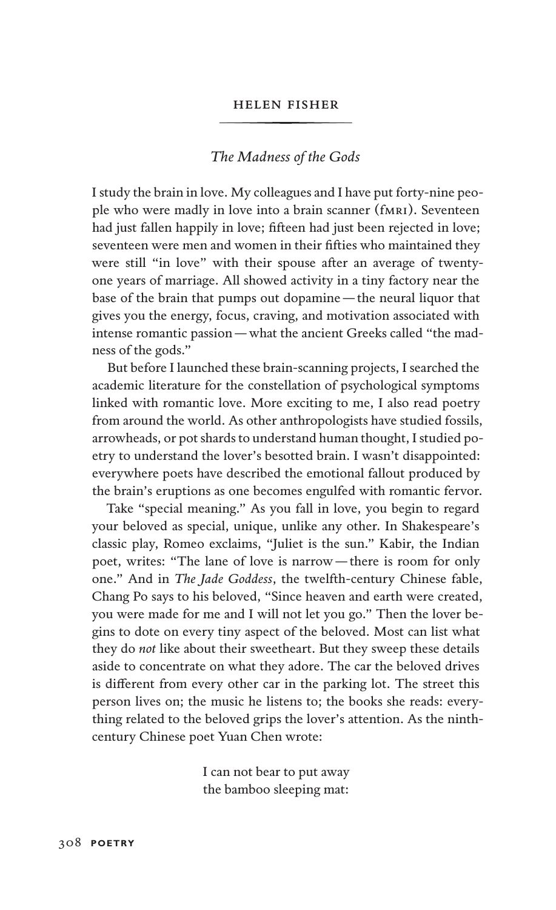## HELEN FISHER

### *The Madness of the Gods*

I study the brain in love. My colleagues and I have put forty-nine people who were madly in love into a brain scanner (fMRI). Seventeen had just fallen happily in love; fifteen had just been rejected in love; seventeen were men and women in their fifties who maintained they were still "in love" with their spouse after an average of twenty-one years of marriage. All showed activity in a tiny factory near the base of the brain that pumps out dopamine — the neural liquor that gives you the energy, focus, craving, and motivation associated with intense romantic passion — what the ancient Greeks called "the madness of the gods."

But before I launched these brain-scanning projects, I searched the academic literature for the constellation of psychological symptoms linked with romantic love. More exciting to me, I also read poetry from around the world. As other anthropologists have studied fossils, arrowheads, or pot shards to understand human thought, I studied poetry to understand the lover's besotted brain. I wasn't disappointed: everywhere poets have described the emotional fallout produced by the brain's eruptions as one becomes engulfed with romantic fervor.

Take "special meaning." As you fall in love, you begin to regard your beloved as special, unique, unlike any other. In Shakespeare's classic play, Romeo exclaims, "Juliet is the sun." Kabir, the Indian poet, writes: "The lane of love is narrow — there is room for only one." And in *The Jade Goddess*, the twelfth-century Chinese fable, Chang Po says to his beloved, "Since heaven and earth were created, you were made for me and I will not let you go." Then the lover begins to dote on every tiny aspect of the beloved. Most can list what they do *not* like about their sweetheart. But they sweep these details aside to concentrate on what they adore. The car the beloved drives is different from every other car in the parking lot. The street this person lives on; the music he listens to; the books she reads: everything related to the beloved grips the lover's attention. As the ninth-century Chinese poet Yuan Chen wrote:

> I can not bear to put away  
> the bamboo sleeping mat: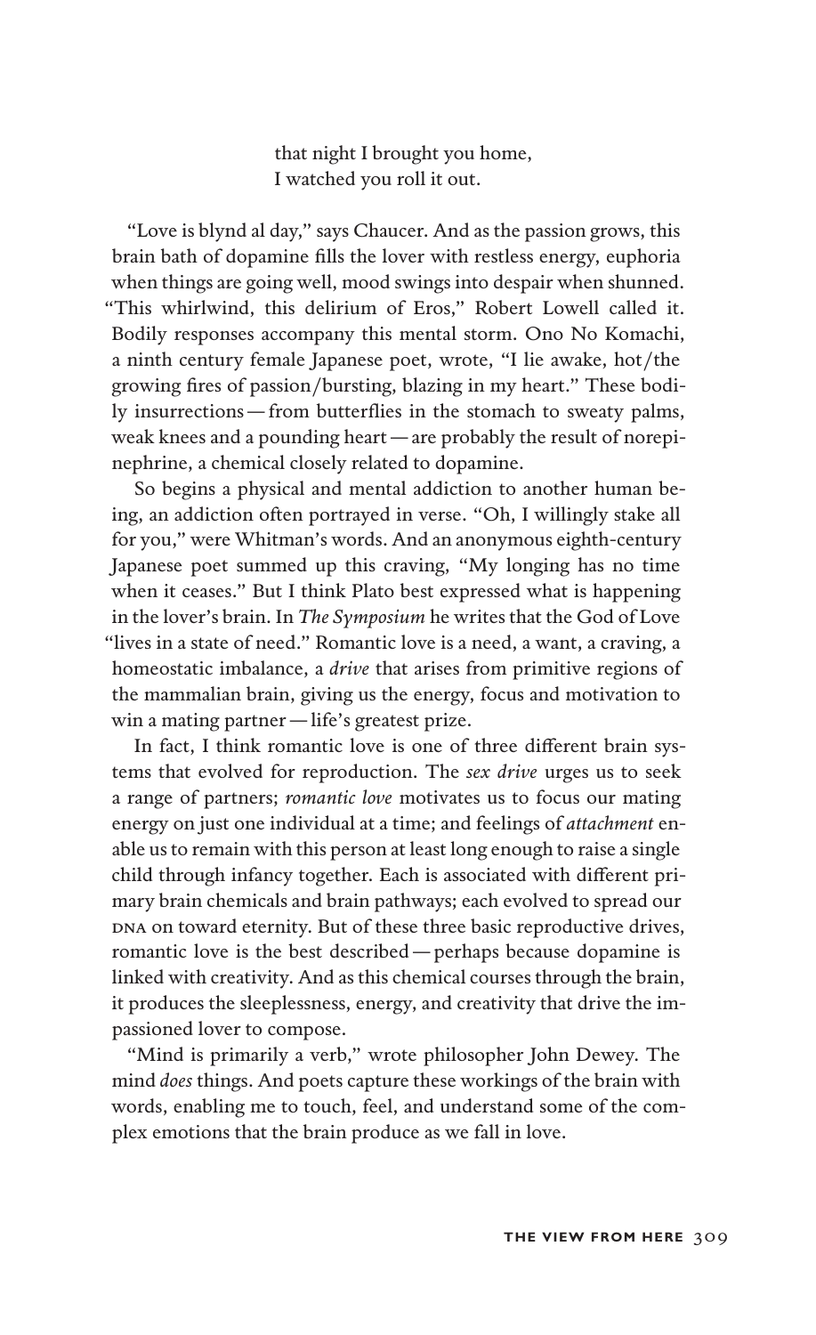that night I brought you home,
I watched you roll it out.

"Love is blynd al day," says Chaucer. And as the passion grows, this brain bath of dopamine fills the lover with restless energy, euphoria when things are going well, mood swings into despair when shunned. "This whirlwind, this delirium of Eros," Robert Lowell called it. Bodily responses accompany this mental storm. Ono No Komachi, a ninth century female Japanese poet, wrote, "I lie awake, hot/the growing fires of passion/bursting, blazing in my heart." These bodily insurrections — from butterflies in the stomach to sweaty palms, weak knees and a pounding heart — are probably the result of norepinephrine, a chemical closely related to dopamine.

So begins a physical and mental addiction to another human being, an addiction often portrayed in verse. "Oh, I willingly stake all for you," were Whitman's words. And an anonymous eighth-century Japanese poet summed up this craving, "My longing has no time when it ceases." But I think Plato best expressed what is happening in the lover's brain. In *The Symposium* he writes that the God of Love "lives in a state of need." Romantic love is a need, a want, a craving, a homeostatic imbalance, a *drive* that arises from primitive regions of the mammalian brain, giving us the energy, focus and motivation to win a mating partner — life's greatest prize.

In fact, I think romantic love is one of three different brain systems that evolved for reproduction. The *sex drive* urges us to seek a range of partners; *romantic love* motivates us to focus our mating energy on just one individual at a time; and feelings of *attachment* enable us to remain with this person at least long enough to raise a single child through infancy together. Each is associated with different primary brain chemicals and brain pathways; each evolved to spread our DNA on toward eternity. But of these three basic reproductive drives, romantic love is the best described — perhaps because dopamine is linked with creativity. And as this chemical courses through the brain, it produces the sleeplessness, energy, and creativity that drive the impassioned lover to compose.

"Mind is primarily a verb," wrote philosopher John Dewey. The mind *does* things. And poets capture these workings of the brain with words, enabling me to touch, feel, and understand some of the complex emotions that the brain produce as we fall in love.